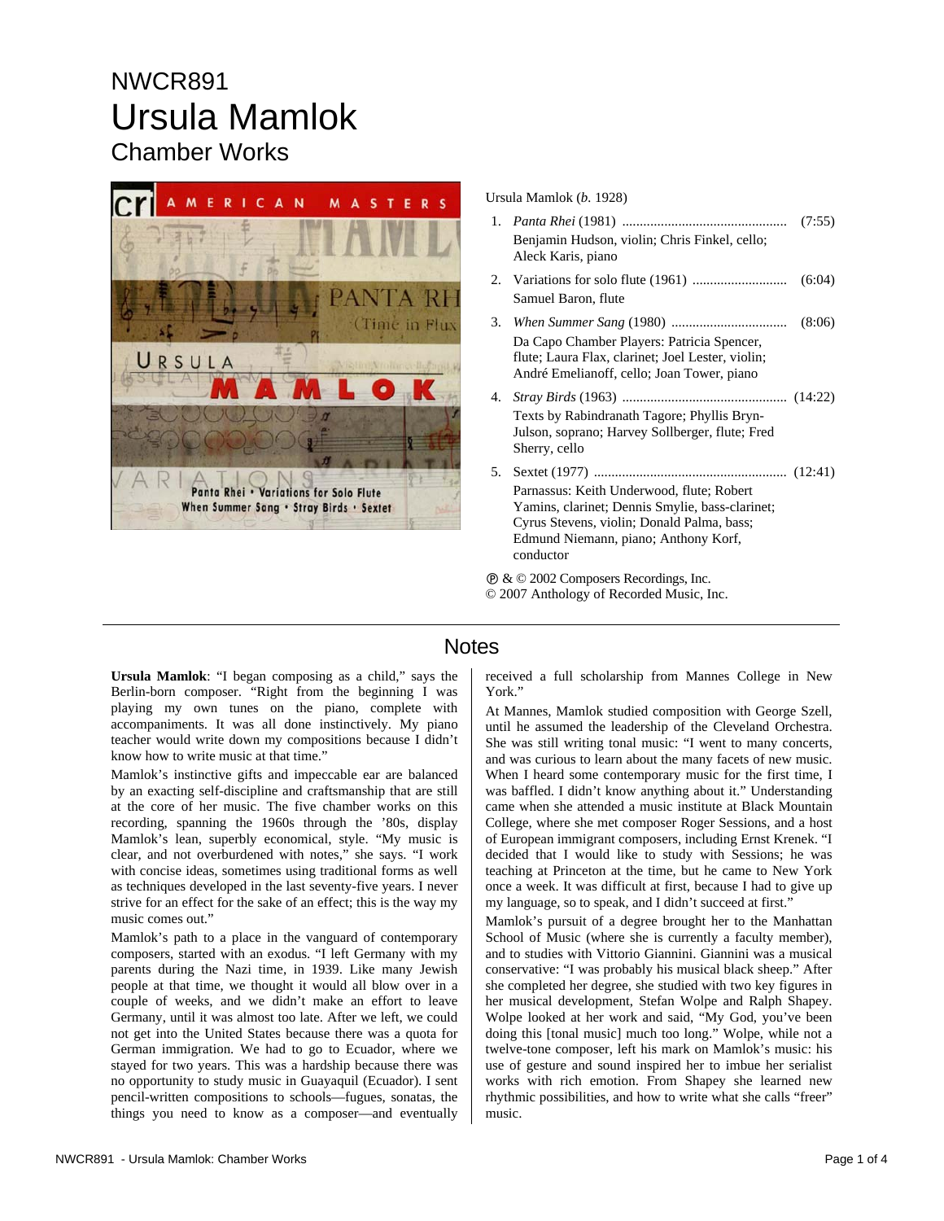NWCR891

# Ursula Mamlok

## Chamber Works

Ursula Mamlok (*b.* 1928)

1. *Panta Rhei* (1981) ............................................... (7:55)
   Benjamin Hudson, violin; Chris Finkel, cello; Aleck Karis, piano
2. Variations for solo flute (1961) ........................... (6:04)
   Samuel Baron, flute
3. *When Summer Sang* (1980) ................................ (8:06)
   Da Capo Chamber Players: Patricia Spencer, flute; Laura Flax, clarinet; Joel Lester, violin; André Emelianoff, cello; Joan Tower, piano
4. *Stray Birds* (1963) .............................................. (14:22)
   Texts by Rabindranath Tagore; Phyllis Bryn-Julson, soprano; Harvey Sollberger, flute; Fred Sherry, cello
5. Sextet (1977) ...................................................... (12:41)
   Parnassus: Keith Underwood, flute; Robert Yamins, clarinet; Dennis Smylie, bass-clarinet; Cyrus Stevens, violin; Donald Palma, bass; Edmund Niemann, piano; Anthony Korf, conductor

℗ & © 2002 Composers Recordings, Inc.
© 2007 Anthology of Recorded Music, Inc.

## Notes

**Ursula Mamlok**: "I began composing as a child," says the Berlin-born composer. "Right from the beginning I was playing my own tunes on the piano, complete with accompaniments. It was all done instinctively. My piano teacher would write down my compositions because I didn't know how to write music at that time."

Mamlok's instinctive gifts and impeccable ear are balanced by an exacting self-discipline and craftsmanship that are still at the core of her music. The five chamber works on this recording, spanning the 1960s through the '80s, display Mamlok's lean, superbly economical, style. "My music is clear, and not overburdened with notes," she says. "I work with concise ideas, sometimes using traditional forms as well as techniques developed in the last seventy-five years. I never strive for an effect for the sake of an effect; this is the way my music comes out."

Mamlok's path to a place in the vanguard of contemporary composers, started with an exodus. "I left Germany with my parents during the Nazi time, in 1939. Like many Jewish people at that time, we thought it would all blow over in a couple of weeks, and we didn't make an effort to leave Germany, until it was almost too late. After we left, we could not get into the United States because there was a quota for German immigration. We had to go to Ecuador, where we stayed for two years. This was a hardship because there was no opportunity to study music in Guayaquil (Ecuador). I sent pencil-written compositions to schools—fugues, sonatas, the things you need to know as a composer—and eventually received a full scholarship from Mannes College in New York."

At Mannes, Mamlok studied composition with George Szell, until he assumed the leadership of the Cleveland Orchestra. She was still writing tonal music: "I went to many concerts, and was curious to learn about the many facets of new music. When I heard some contemporary music for the first time, I was baffled. I didn't know anything about it." Understanding came when she attended a music institute at Black Mountain College, where she met composer Roger Sessions, and a host of European immigrant composers, including Ernst Krenek. "I decided that I would like to study with Sessions; he was teaching at Princeton at the time, but he came to New York once a week. It was difficult at first, because I had to give up my language, so to speak, and I didn't succeed at first."

Mamlok's pursuit of a degree brought her to the Manhattan School of Music (where she is currently a faculty member), and to studies with Vittorio Giannini. Giannini was a musical conservative: "I was probably his musical black sheep." After she completed her degree, she studied with two key figures in her musical development, Stefan Wolpe and Ralph Shapey. Wolpe looked at her work and said, "My God, you've been doing this [tonal music] much too long." Wolpe, while not a twelve-tone composer, left his mark on Mamlok's music: his use of gesture and sound inspired her to imbue her serialist works with rich emotion. From Shapey she learned new rhythmic possibilities, and how to write what she calls "freer" music.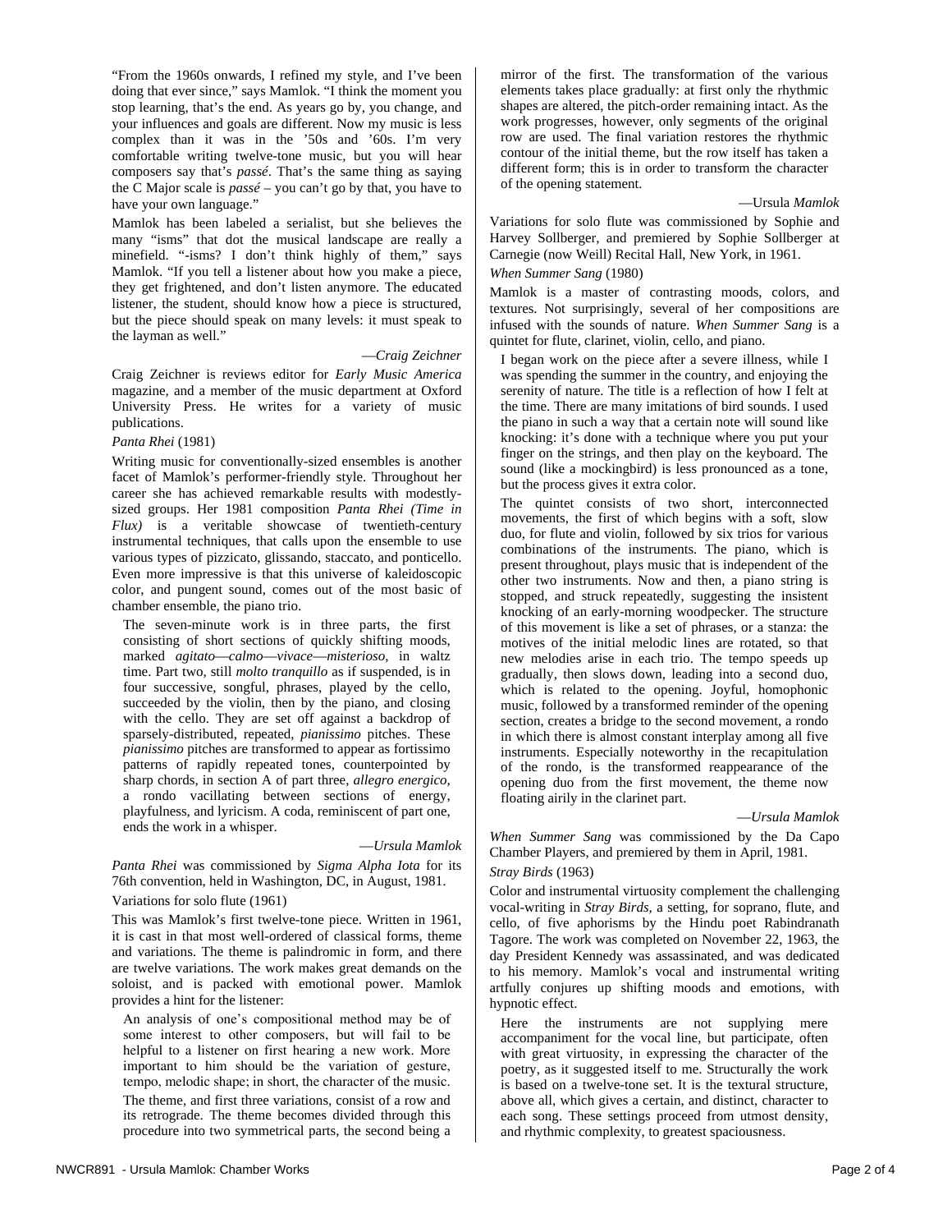"From the 1960s onwards, I refined my style, and I've been doing that ever since," says Mamlok. "I think the moment you stop learning, that's the end. As years go by, you change, and your influences and goals are different. Now my music is less complex than it was in the '50s and '60s. I'm very comfortable writing twelve-tone music, but you will hear composers say that's *passé*. That's the same thing as saying the C Major scale is *passé* – you can't go by that, you have to have your own language."

Mamlok has been labeled a serialist, but she believes the many "isms" that dot the musical landscape are really a minefield. "-isms? I don't think highly of them," says Mamlok. "If you tell a listener about how you make a piece, they get frightened, and don't listen anymore. The educated listener, the student, should know how a piece is structured, but the piece should speak on many levels: it must speak to the layman as well."

—*Craig Zeichner*

Craig Zeichner is reviews editor for *Early Music America* magazine, and a member of the music department at Oxford University Press. He writes for a variety of music publications.

*Panta Rhei* (1981)

Writing music for conventionally-sized ensembles is another facet of Mamlok's performer-friendly style. Throughout her career she has achieved remarkable results with modestly-sized groups. Her 1981 composition *Panta Rhei (Time in Flux)* is a veritable showcase of twentieth-century instrumental techniques, that calls upon the ensemble to use various types of pizzicato, glissando, staccato, and ponticello. Even more impressive is that this universe of kaleidoscopic color, and pungent sound, comes out of the most basic of chamber ensemble, the piano trio.

> The seven-minute work is in three parts, the first consisting of short sections of quickly shifting moods, marked *agitato*—*calmo*—*vivace*—*misterioso*, in waltz time. Part two, still *molto tranquillo* as if suspended, is in four successive, songful, phrases, played by the cello, succeeded by the violin, then by the piano, and closing with the cello. They are set off against a backdrop of sparsely-distributed, repeated, *pianissimo* pitches. These *pianissimo* pitches are transformed to appear as fortissimo patterns of rapidly repeated tones, counterpointed by sharp chords, in section A of part three, *allegro energico*, a rondo vacillating between sections of energy, playfulness, and lyricism. A coda, reminiscent of part one, ends the work in a whisper.

—*Ursula Mamlok*

*Panta Rhei* was commissioned by *Sigma Alpha Iota* for its 76th convention, held in Washington, DC, in August, 1981.

Variations for solo flute (1961)

This was Mamlok's first twelve-tone piece. Written in 1961, it is cast in that most well-ordered of classical forms, theme and variations. The theme is palindromic in form, and there are twelve variations. The work makes great demands on the soloist, and is packed with emotional power. Mamlok provides a hint for the listener:

> An analysis of one's compositional method may be of some interest to other composers, but will fail to be helpful to a listener on first hearing a new work. More important to him should be the variation of gesture, tempo, melodic shape; in short, the character of the music.
>
> The theme, and first three variations, consist of a row and its retrograde. The theme becomes divided through this procedure into two symmetrical parts, the second being a mirror of the first. The transformation of the various elements takes place gradually: at first only the rhythmic shapes are altered, the pitch-order remaining intact. As the work progresses, however, only segments of the original row are used. The final variation restores the rhythmic contour of the initial theme, but the row itself has taken a different form; this is in order to transform the character of the opening statement.

—Ursula *Mamlok*

Variations for solo flute was commissioned by Sophie and Harvey Sollberger, and premiered by Sophie Sollberger at Carnegie (now Weill) Recital Hall, New York, in 1961.

*When Summer Sang* (1980)

Mamlok is a master of contrasting moods, colors, and textures. Not surprisingly, several of her compositions are infused with the sounds of nature. *When Summer Sang* is a quintet for flute, clarinet, violin, cello, and piano.

> I began work on the piece after a severe illness, while I was spending the summer in the country, and enjoying the serenity of nature. The title is a reflection of how I felt at the time. There are many imitations of bird sounds. I used the piano in such a way that a certain note will sound like knocking: it's done with a technique where you put your finger on the strings, and then play on the keyboard. The sound (like a mockingbird) is less pronounced as a tone, but the process gives it extra color.
>
> The quintet consists of two short, interconnected movements, the first of which begins with a soft, slow duo, for flute and violin, followed by six trios for various combinations of the instruments. The piano, which is present throughout, plays music that is independent of the other two instruments. Now and then, a piano string is stopped, and struck repeatedly, suggesting the insistent knocking of an early-morning woodpecker. The structure of this movement is like a set of phrases, or a stanza: the motives of the initial melodic lines are rotated, so that new melodies arise in each trio. The tempo speeds up gradually, then slows down, leading into a second duo, which is related to the opening. Joyful, homophonic music, followed by a transformed reminder of the opening section, creates a bridge to the second movement, a rondo in which there is almost constant interplay among all five instruments. Especially noteworthy in the recapitulation of the rondo, is the transformed reappearance of the opening duo from the first movement, the theme now floating airily in the clarinet part.

—*Ursula Mamlok*

*When Summer Sang* was commissioned by the Da Capo Chamber Players, and premiered by them in April, 1981.

*Stray Birds* (1963)

Color and instrumental virtuosity complement the challenging vocal-writing in *Stray Birds*, a setting, for soprano, flute, and cello, of five aphorisms by the Hindu poet Rabindranath Tagore. The work was completed on November 22, 1963, the day President Kennedy was assassinated, and was dedicated to his memory. Mamlok's vocal and instrumental writing artfully conjures up shifting moods and emotions, with hypnotic effect.

> Here the instruments are not supplying mere accompaniment for the vocal line, but participate, often with great virtuosity, in expressing the character of the poetry, as it suggested itself to me. Structurally the work is based on a twelve-tone set. It is the textural structure, above all, which gives a certain, and distinct, character to each song. These settings proceed from utmost density, and rhythmic complexity, to greatest spaciousness.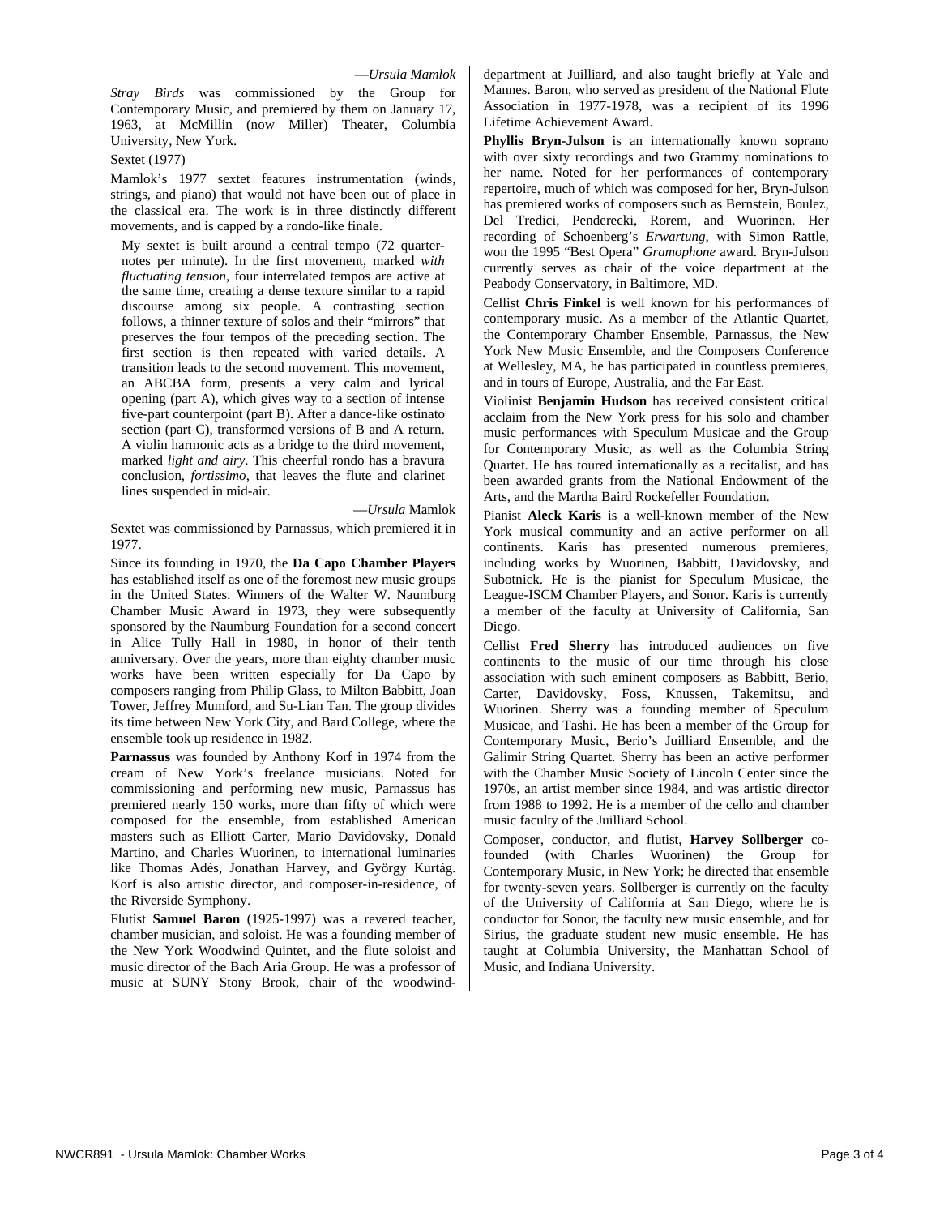—*Ursula Mamlok*

*Stray Birds* was commissioned by the Group for Contemporary Music, and premiered by them on January 17, 1963, at McMillin (now Miller) Theater, Columbia University, New York.

Sextet (1977)

Mamlok's 1977 sextet features instrumentation (winds, strings, and piano) that would not have been out of place in the classical era. The work is in three distinctly different movements, and is capped by a rondo-like finale.

> My sextet is built around a central tempo (72 quarter-notes per minute). In the first movement, marked *with fluctuating tension*, four interrelated tempos are active at the same time, creating a dense texture similar to a rapid discourse among six people. A contrasting section follows, a thinner texture of solos and their "mirrors" that preserves the four tempos of the preceding section. The first section is then repeated with varied details. A transition leads to the second movement. This movement, an ABCBA form, presents a very calm and lyrical opening (part A), which gives way to a section of intense five-part counterpoint (part B). After a dance-like ostinato section (part C), transformed versions of B and A return. A violin harmonic acts as a bridge to the third movement, marked *light and airy*. This cheerful rondo has a bravura conclusion, *fortissimo*, that leaves the flute and clarinet lines suspended in mid-air.
>
> —*Ursula* Mamlok

Sextet was commissioned by Parnassus, which premiered it in 1977.

Since its founding in 1970, the **Da Capo Chamber Players** has established itself as one of the foremost new music groups in the United States. Winners of the Walter W. Naumburg Chamber Music Award in 1973, they were subsequently sponsored by the Naumburg Foundation for a second concert in Alice Tully Hall in 1980, in honor of their tenth anniversary. Over the years, more than eighty chamber music works have been written especially for Da Capo by composers ranging from Philip Glass, to Milton Babbitt, Joan Tower, Jeffrey Mumford, and Su-Lian Tan. The group divides its time between New York City, and Bard College, where the ensemble took up residence in 1982.

**Parnassus** was founded by Anthony Korf in 1974 from the cream of New York's freelance musicians. Noted for commissioning and performing new music, Parnassus has premiered nearly 150 works, more than fifty of which were composed for the ensemble, from established American masters such as Elliott Carter, Mario Davidovsky, Donald Martino, and Charles Wuorinen, to international luminaries like Thomas Adès, Jonathan Harvey, and György Kurtág. Korf is also artistic director, and composer-in-residence, of the Riverside Symphony.

Flutist **Samuel Baron** (1925-1997) was a revered teacher, chamber musician, and soloist. He was a founding member of the New York Woodwind Quintet, and the flute soloist and music director of the Bach Aria Group. He was a professor of music at SUNY Stony Brook, chair of the woodwind-department at Juilliard, and also taught briefly at Yale and Mannes. Baron, who served as president of the National Flute Association in 1977-1978, was a recipient of its 1996 Lifetime Achievement Award.

**Phyllis Bryn-Julson** is an internationally known soprano with over sixty recordings and two Grammy nominations to her name. Noted for her performances of contemporary repertoire, much of which was composed for her, Bryn-Julson has premiered works of composers such as Bernstein, Boulez, Del Tredici, Penderecki, Rorem, and Wuorinen. Her recording of Schoenberg's *Erwartung*, with Simon Rattle, won the 1995 "Best Opera" *Gramophone* award. Bryn-Julson currently serves as chair of the voice department at the Peabody Conservatory, in Baltimore, MD.

Cellist **Chris Finkel** is well known for his performances of contemporary music. As a member of the Atlantic Quartet, the Contemporary Chamber Ensemble, Parnassus, the New York New Music Ensemble, and the Composers Conference at Wellesley, MA, he has participated in countless premieres, and in tours of Europe, Australia, and the Far East.

Violinist **Benjamin Hudson** has received consistent critical acclaim from the New York press for his solo and chamber music performances with Speculum Musicae and the Group for Contemporary Music, as well as the Columbia String Quartet. He has toured internationally as a recitalist, and has been awarded grants from the National Endowment of the Arts, and the Martha Baird Rockefeller Foundation.

Pianist **Aleck Karis** is a well-known member of the New York musical community and an active performer on all continents. Karis has presented numerous premieres, including works by Wuorinen, Babbitt, Davidovsky, and Subotnick. He is the pianist for Speculum Musicae, the League-ISCM Chamber Players, and Sonor. Karis is currently a member of the faculty at University of California, San Diego.

Cellist **Fred Sherry** has introduced audiences on five continents to the music of our time through his close association with such eminent composers as Babbitt, Berio, Carter, Davidovsky, Foss, Knussen, Takemitsu, and Wuorinen. Sherry was a founding member of Speculum Musicae, and Tashi. He has been a member of the Group for Contemporary Music, Berio's Juilliard Ensemble, and the Galimir String Quartet. Sherry has been an active performer with the Chamber Music Society of Lincoln Center since the 1970s, an artist member since 1984, and was artistic director from 1988 to 1992. He is a member of the cello and chamber music faculty of the Juilliard School.

Composer, conductor, and flutist, **Harvey Sollberger** co-founded (with Charles Wuorinen) the Group for Contemporary Music, in New York; he directed that ensemble for twenty-seven years. Sollberger is currently on the faculty of the University of California at San Diego, where he is conductor for Sonor, the faculty new music ensemble, and for Sirius, the graduate student new music ensemble. He has taught at Columbia University, the Manhattan School of Music, and Indiana University.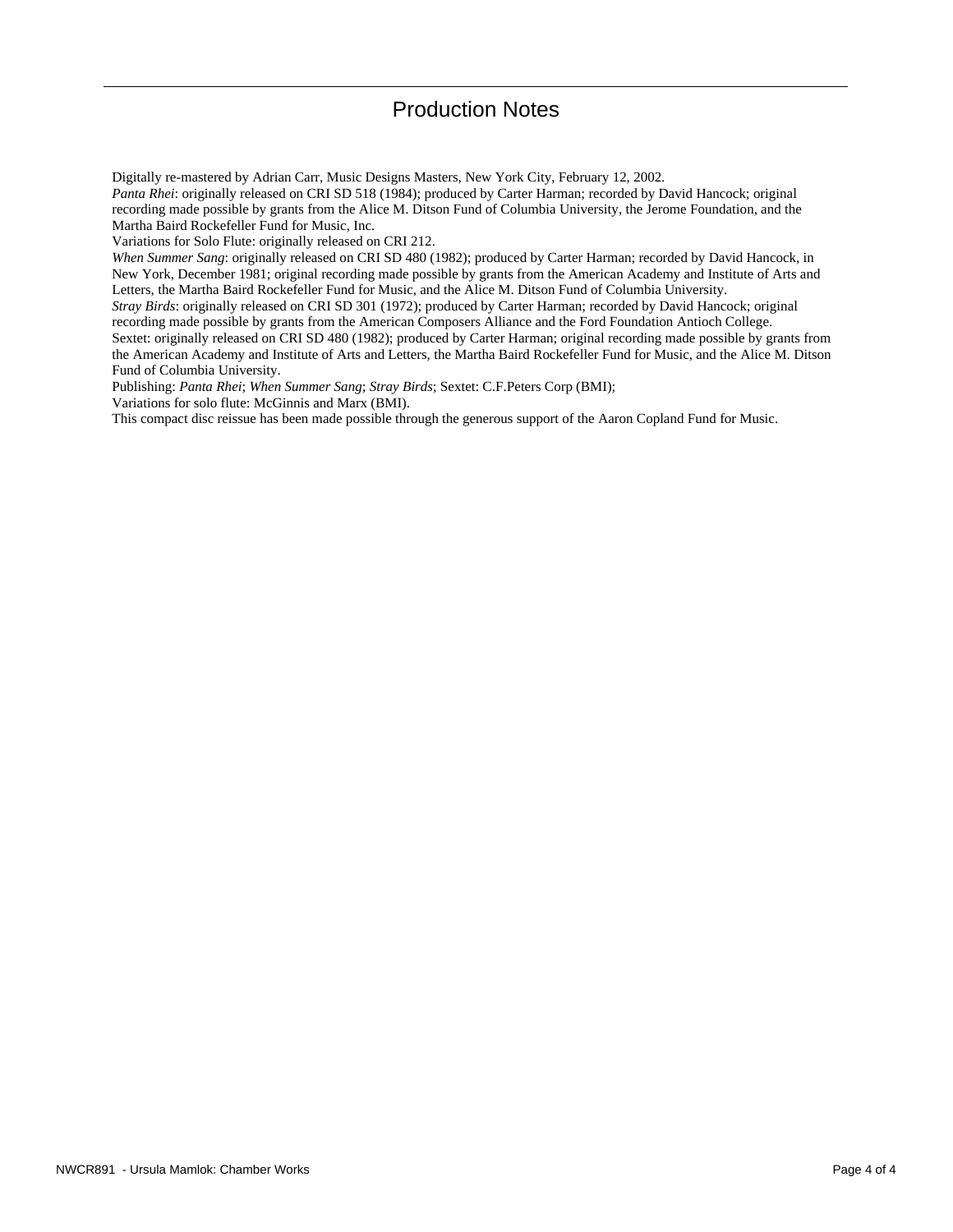## Production Notes

Digitally re-mastered by Adrian Carr, Music Designs Masters, New York City, February 12, 2002.

*Panta Rhei*: originally released on CRI SD 518 (1984); produced by Carter Harman; recorded by David Hancock; original recording made possible by grants from the Alice M. Ditson Fund of Columbia University, the Jerome Foundation, and the Martha Baird Rockefeller Fund for Music, Inc.

Variations for Solo Flute: originally released on CRI 212.

*When Summer Sang*: originally released on CRI SD 480 (1982); produced by Carter Harman; recorded by David Hancock, in New York, December 1981; original recording made possible by grants from the American Academy and Institute of Arts and Letters, the Martha Baird Rockefeller Fund for Music, and the Alice M. Ditson Fund of Columbia University.

*Stray Birds*: originally released on CRI SD 301 (1972); produced by Carter Harman; recorded by David Hancock; original recording made possible by grants from the American Composers Alliance and the Ford Foundation Antioch College.

Sextet: originally released on CRI SD 480 (1982); produced by Carter Harman; original recording made possible by grants from the American Academy and Institute of Arts and Letters, the Martha Baird Rockefeller Fund for Music, and the Alice M. Ditson Fund of Columbia University.

Publishing: *Panta Rhei*; *When Summer Sang*; *Stray Birds*; Sextet: C.F.Peters Corp (BMI);

Variations for solo flute: McGinnis and Marx (BMI).

This compact disc reissue has been made possible through the generous support of the Aaron Copland Fund for Music.